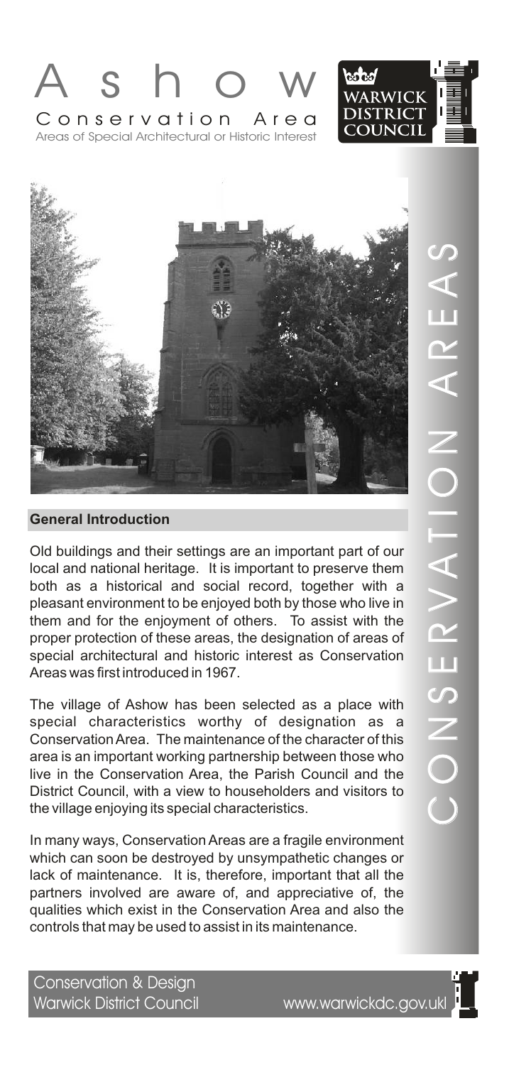# Ashow

## Conservation Area

Areas of Special Architectural or Historic Interest

WARWICK DISTRICT COUNCIL

CONSERVATION AREAS

### General Introduction

Old buildings and their settings are an important part of our local and national heritage. It is important to preserve them both as a historical and social record, together with a pleasant environment to be enjoyed both by those who live in them and for the enjoyment of others. To assist with the proper protection of these areas, the designation of areas of special architectural and historic interest as Conservation Areas was first introduced in 1967.

The village of Ashow has been selected as a place with special characteristics worthy of designation as a Conservation Area. The maintenance of the character of this area is an important working partnership between those who live in the Conservation Area, the Parish Council and the District Council, with a view to householders and visitors to the village enjoying its special characteristics.

In many ways, Conservation Areas are a fragile environment which can soon be destroyed by unsympathetic changes or lack of maintenance. It is, therefore, important that all the partners involved are aware of, and appreciative of, the qualities which exist in the Conservation Area and also the controls that may be used to assist in its maintenance.

Conservation & Design
Warwick District Council www.warwickdc.gov.uk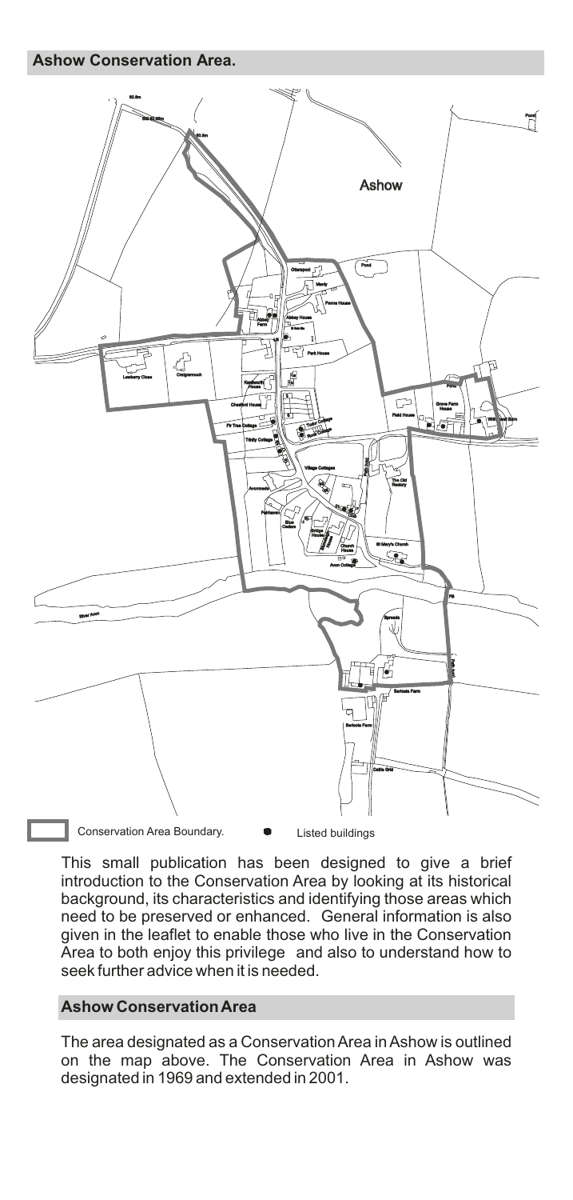## Ashow Conservation Area.

Conservation Area Boundary. Listed buildings

This small publication has been designed to give a brief introduction to the Conservation Area by looking at its historical background, its characteristics and identifying those areas which need to be preserved or enhanced. General information is also given in the leaflet to enable those who live in the Conservation Area to both enjoy this privilege and also to understand how to seek further advice when it is needed.

## Ashow Conservation Area

The area designated as a Conservation Area in Ashow is outlined on the map above. The Conservation Area in Ashow was designated in 1969 and extended in 2001.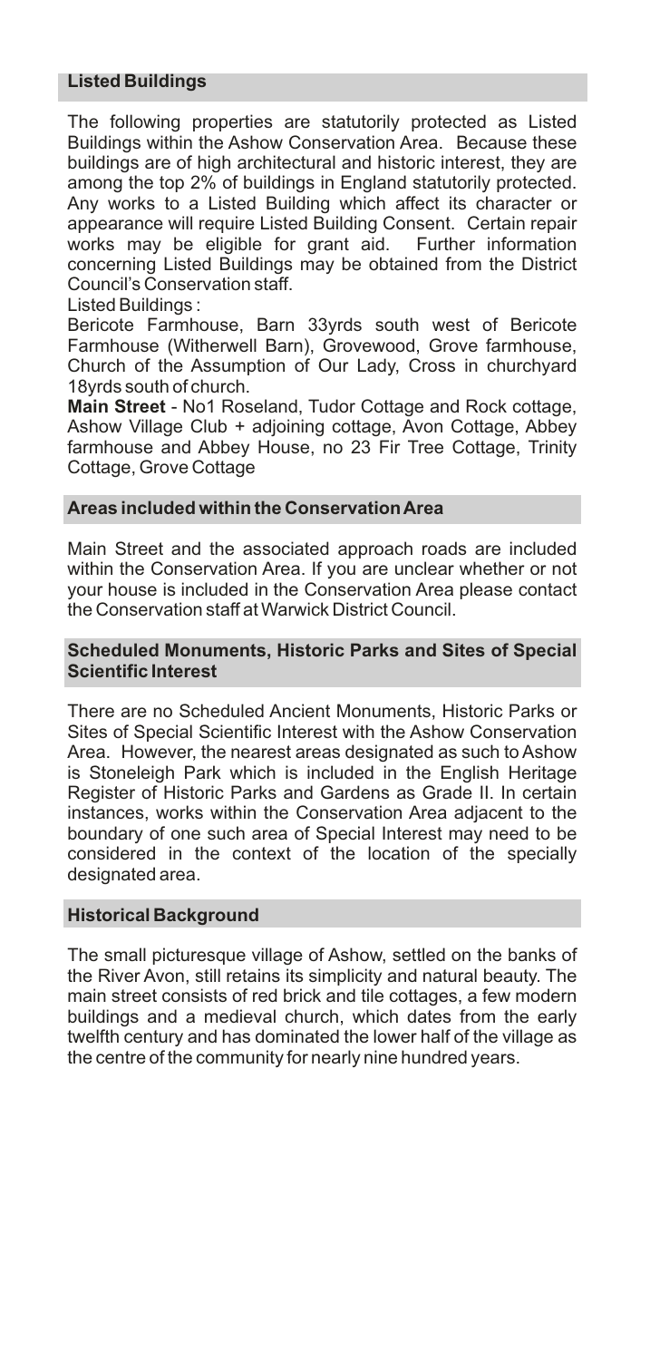## Listed Buildings

The following properties are statutorily protected as Listed Buildings within the Ashow Conservation Area. Because these buildings are of high architectural and historic interest, they are among the top 2% of buildings in England statutorily protected. Any works to a Listed Building which affect its character or appearance will require Listed Building Consent. Certain repair works may be eligible for grant aid. Further information concerning Listed Buildings may be obtained from the District Council's Conservation staff.

Listed Buildings :

Bericote Farmhouse, Barn 33yrds south west of Bericote Farmhouse (Witherwell Barn), Grovewood, Grove farmhouse, Church of the Assumption of Our Lady, Cross in churchyard 18yrds south of church.

**Main Street** - No1 Roseland, Tudor Cottage and Rock cottage, Ashow Village Club + adjoining cottage, Avon Cottage, Abbey farmhouse and Abbey House, no 23 Fir Tree Cottage, Trinity Cottage, Grove Cottage

## Areas included within the Conservation Area

Main Street and the associated approach roads are included within the Conservation Area. If you are unclear whether or not your house is included in the Conservation Area please contact the Conservation staff at Warwick District Council.

## Scheduled Monuments, Historic Parks and Sites of Special Scientific Interest

There are no Scheduled Ancient Monuments, Historic Parks or Sites of Special Scientific Interest with the Ashow Conservation Area. However, the nearest areas designated as such to Ashow is Stoneleigh Park which is included in the English Heritage Register of Historic Parks and Gardens as Grade II. In certain instances, works within the Conservation Area adjacent to the boundary of one such area of Special Interest may need to be considered in the context of the location of the specially designated area.

## Historical Background

The small picturesque village of Ashow, settled on the banks of the River Avon, still retains its simplicity and natural beauty. The main street consists of red brick and tile cottages, a few modern buildings and a medieval church, which dates from the early twelfth century and has dominated the lower half of the village as the centre of the community for nearly nine hundred years.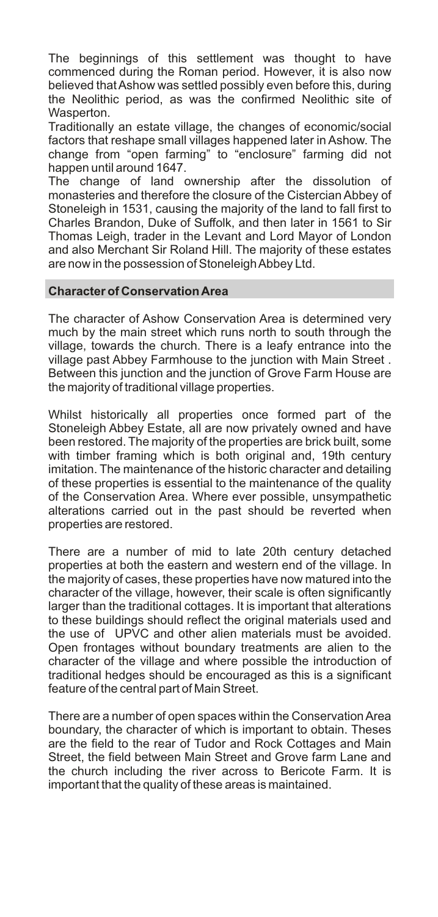The beginnings of this settlement was thought to have commenced during the Roman period. However, it is also now believed that Ashow was settled possibly even before this, during the Neolithic period, as was the confirmed Neolithic site of Wasperton.

Traditionally an estate village, the changes of economic/social factors that reshape small villages happened later in Ashow. The change from "open farming" to "enclosure" farming did not happen until around 1647.

The change of land ownership after the dissolution of monasteries and therefore the closure of the Cistercian Abbey of Stoneleigh in 1531, causing the majority of the land to fall first to Charles Brandon, Duke of Suffolk, and then later in 1561 to Sir Thomas Leigh, trader in the Levant and Lord Mayor of London and also Merchant Sir Roland Hill. The majority of these estates are now in the possession of Stoneleigh Abbey Ltd.

## Character of Conservation Area

The character of Ashow Conservation Area is determined very much by the main street which runs north to south through the village, towards the church. There is a leafy entrance into the village past Abbey Farmhouse to the junction with Main Street . Between this junction and the junction of Grove Farm House are the majority of traditional village properties.

Whilst historically all properties once formed part of the Stoneleigh Abbey Estate, all are now privately owned and have been restored. The majority of the properties are brick built, some with timber framing which is both original and, 19th century imitation. The maintenance of the historic character and detailing of these properties is essential to the maintenance of the quality of the Conservation Area. Where ever possible, unsympathetic alterations carried out in the past should be reverted when properties are restored.

There are a number of mid to late 20th century detached properties at both the eastern and western end of the village. In the majority of cases, these properties have now matured into the character of the village, however, their scale is often significantly larger than the traditional cottages. It is important that alterations to these buildings should reflect the original materials used and the use of UPVC and other alien materials must be avoided. Open frontages without boundary treatments are alien to the character of the village and where possible the introduction of traditional hedges should be encouraged as this is a significant feature of the central part of Main Street.

There are a number of open spaces within the Conservation Area boundary, the character of which is important to obtain. Theses are the field to the rear of Tudor and Rock Cottages and Main Street, the field between Main Street and Grove farm Lane and the church including the river across to Bericote Farm. It is important that the quality of these areas is maintained.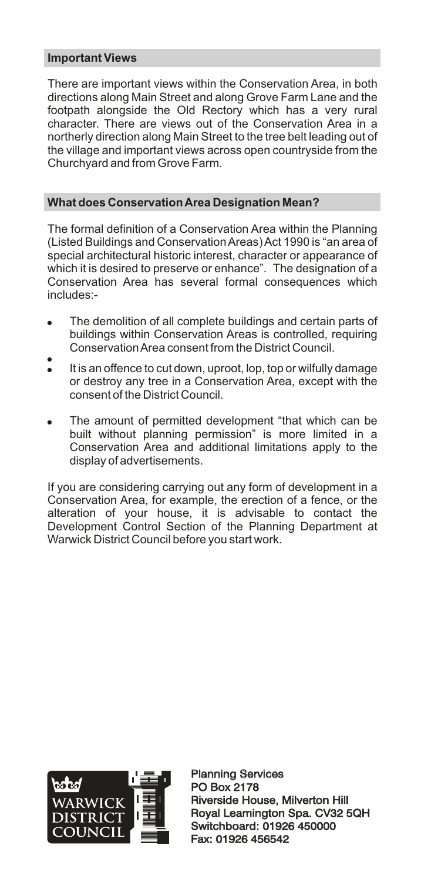## Important Views

There are important views within the Conservation Area, in both directions along Main Street and along Grove Farm Lane and the footpath alongside the Old Rectory which has a very rural character. There are views out of the Conservation Area in a northerly direction along Main Street to the tree belt leading out of the village and important views across open countryside from the Churchyard and from Grove Farm.

## What does Conservation Area Designation Mean?

The formal definition of a Conservation Area within the Planning (Listed Buildings and Conservation Areas) Act 1990 is "an area of special architectural historic interest, character or appearance of which it is desired to preserve or enhance". The designation of a Conservation Area has several formal consequences which includes:-

- The demolition of all complete buildings and certain parts of buildings within Conservation Areas is controlled, requiring Conservation Area consent from the District Council.
- It is an offence to cut down, uproot, lop, top or wilfully damage or destroy any tree in a Conservation Area, except with the consent of the District Council.
- The amount of permitted development "that which can be built without planning permission" is more limited in a Conservation Area and additional limitations apply to the display of advertisements.

If you are considering carrying out any form of development in a Conservation Area, for example, the erection of a fence, or the alteration of your house, it is advisable to contact the Development Control Section of the Planning Department at Warwick District Council before you start work.

WARWICK DISTRICT COUNCIL

Planning Services
PO Box 2178
Riverside House, Milverton Hill
Royal Leamington Spa. CV32 5QH
Switchboard: 01926 450000
Fax: 01926 456542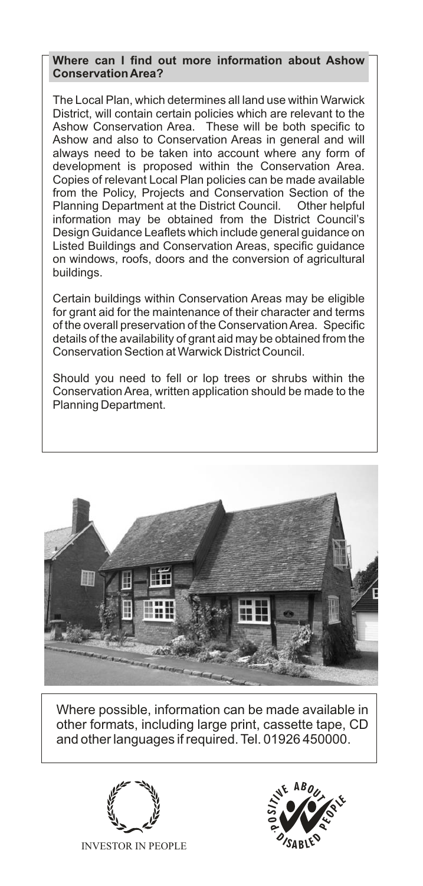## Where can I find out more information about Ashow Conservation Area?

The Local Plan, which determines all land use within Warwick District, will contain certain policies which are relevant to the Ashow Conservation Area. These will be both specific to Ashow and also to Conservation Areas in general and will always need to be taken into account where any form of development is proposed within the Conservation Area. Copies of relevant Local Plan policies can be made available from the Policy, Projects and Conservation Section of the Planning Department at the District Council. Other helpful information may be obtained from the District Council's Design Guidance Leaflets which include general guidance on Listed Buildings and Conservation Areas, specific guidance on windows, roofs, doors and the conversion of agricultural buildings.

Certain buildings within Conservation Areas may be eligible for grant aid for the maintenance of their character and terms of the overall preservation of the Conservation Area. Specific details of the availability of grant aid may be obtained from the Conservation Section at Warwick District Council.

Should you need to fell or lop trees or shrubs within the Conservation Area, written application should be made to the Planning Department.

Where possible, information can be made available in other formats, including large print, cassette tape, CD and other languages if required. Tel. 01926 450000.

INVESTOR IN PEOPLE

POSITIVE ABOUT DISABLED PEOPLE